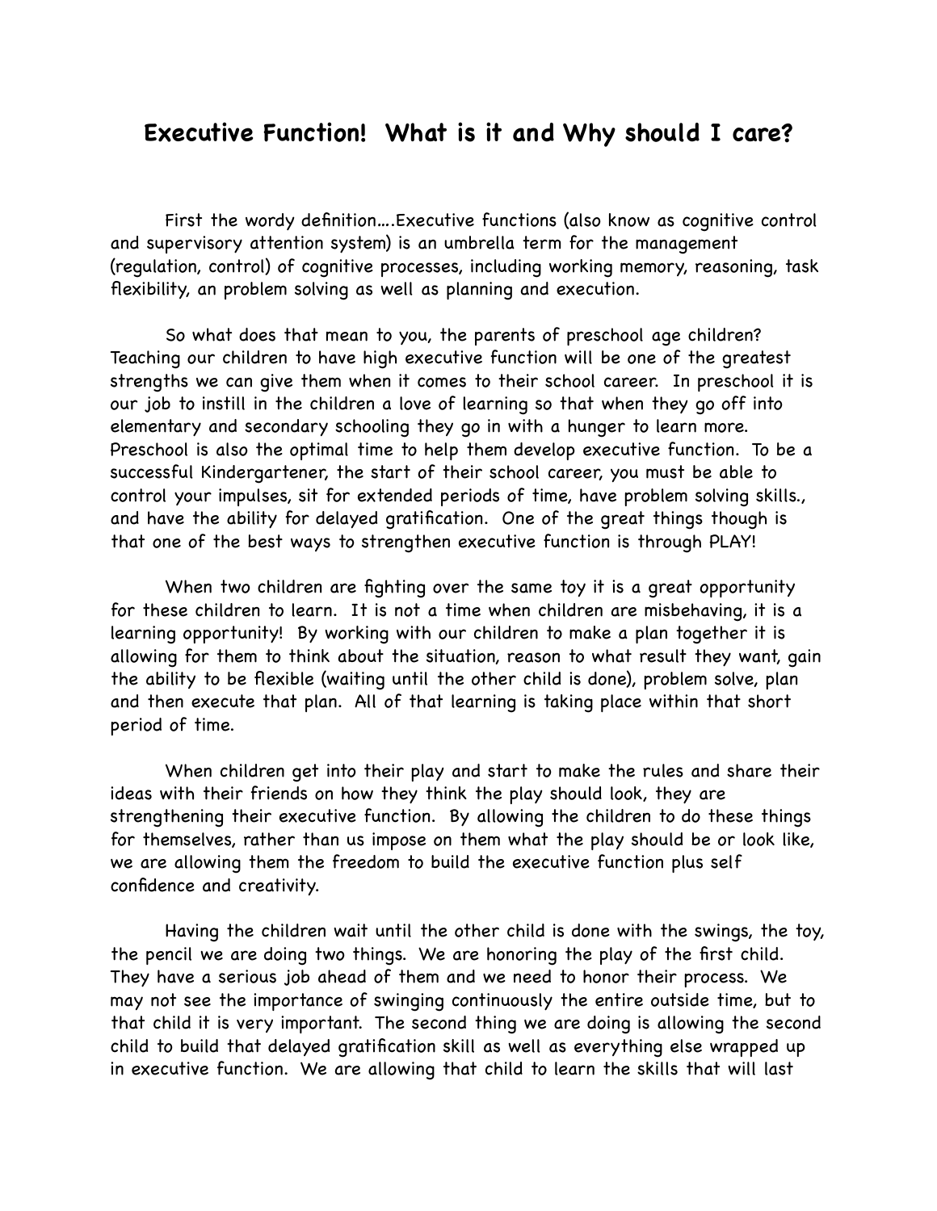# Executive Function! What is it and Why should I care?

First the wordy definition….Executive functions (also know as cognitive control and supervisory attention system) is an umbrella term for the management (regulation, control) of cognitive processes, including working memory, reasoning, task flexibility, an problem solving as well as planning and execution.

So what does that mean to you, the parents of preschool age children? Teaching our children to have high executive function will be one of the greatest strengths we can give them when it comes to their school career. In preschool it is our job to instill in the children a love of learning so that when they go off into elementary and secondary schooling they go in with a hunger to learn more. Preschool is also the optimal time to help them develop executive function. To be a successful Kindergartener, the start of their school career, you must be able to control your impulses, sit for extended periods of time, have problem solving skills., and have the ability for delayed gratification. One of the great things though is that one of the best ways to strengthen executive function is through PLAY!

When two children are fighting over the same toy it is a great opportunity for these children to learn. It is not a time when children are misbehaving, it is a learning opportunity! By working with our children to make a plan together it is allowing for them to think about the situation, reason to what result they want, gain the ability to be flexible (waiting until the other child is done), problem solve, plan and then execute that plan. All of that learning is taking place within that short period of time.

When children get into their play and start to make the rules and share their ideas with their friends on how they think the play should look, they are strengthening their executive function. By allowing the children to do these things for themselves, rather than us impose on them what the play should be or look like, we are allowing them the freedom to build the executive function plus self confidence and creativity.

Having the children wait until the other child is done with the swings, the toy, the pencil we are doing two things. We are honoring the play of the first child. They have a serious job ahead of them and we need to honor their process. We may not see the importance of swinging continuously the entire outside time, but to that child it is very important. The second thing we are doing is allowing the second child to build that delayed gratification skill as well as everything else wrapped up in executive function. We are allowing that child to learn the skills that will last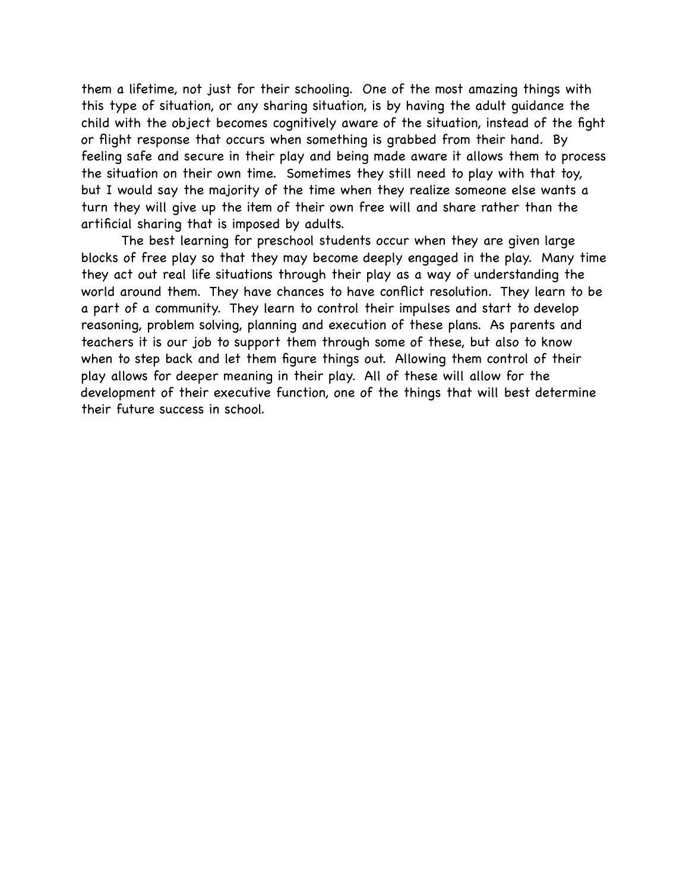them a lifetime, not just for their schooling. One of the most amazing things with this type of situation, or any sharing situation, is by having the adult guidance the child with the object becomes cognitively aware of the situation, instead of the fight or flight response that occurs when something is grabbed from their hand. By feeling safe and secure in their play and being made aware it allows them to process the situation on their own time. Sometimes they still need to play with that toy, but I would say the majority of the time when they realize someone else wants a turn they will give up the item of their own free will and share rather than the artificial sharing that is imposed by adults.

The best learning for preschool students occur when they are given large blocks of free play so that they may become deeply engaged in the play. Many time they act out real life situations through their play as a way of understanding the world around them. They have chances to have conflict resolution. They learn to be a part of a community. They learn to control their impulses and start to develop reasoning, problem solving, planning and execution of these plans. As parents and teachers it is our job to support them through some of these, but also to know when to step back and let them figure things out. Allowing them control of their play allows for deeper meaning in their play. All of these will allow for the development of their executive function, one of the things that will best determine their future success in school.